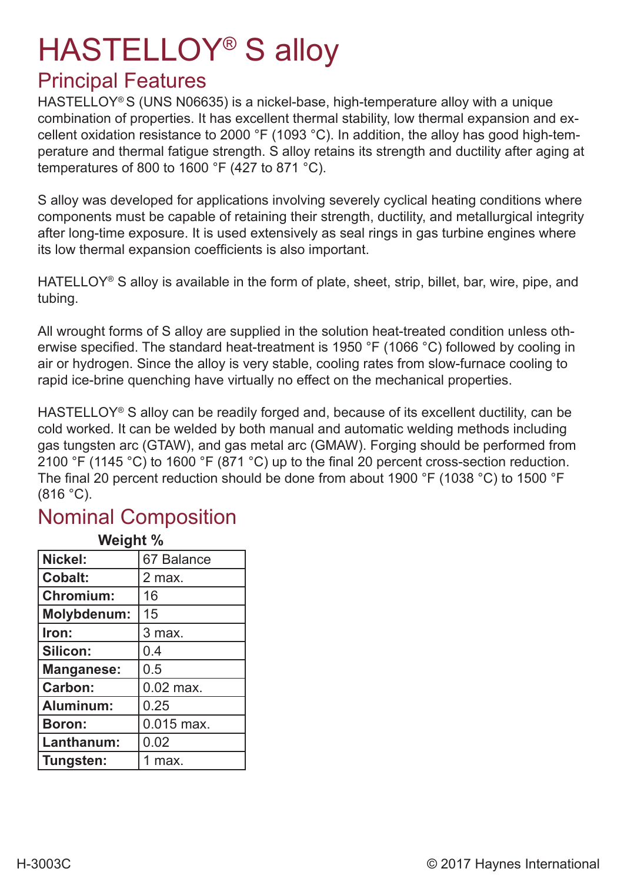# HASTELLOY® S alloy

## Principal Features

HASTELLOY® S (UNS N06635) is a nickel-base, high-temperature alloy with a unique combination of properties. It has excellent thermal stability, low thermal expansion and excellent oxidation resistance to 2000 °F (1093 °C). In addition, the alloy has good high-temperature and thermal fatigue strength. S alloy retains its strength and ductility after aging at temperatures of 800 to 1600 °F (427 to 871 °C).

S alloy was developed for applications involving severely cyclical heating conditions where components must be capable of retaining their strength, ductility, and metallurgical integrity after long-time exposure. It is used extensively as seal rings in gas turbine engines where its low thermal expansion coefficients is also important.

HATELLOY® S alloy is available in the form of plate, sheet, strip, billet, bar, wire, pipe, and tubing.

All wrought forms of S alloy are supplied in the solution heat-treated condition unless otherwise specified. The standard heat-treatment is 1950 °F (1066 °C) followed by cooling in air or hydrogen. Since the alloy is very stable, cooling rates from slow-furnace cooling to rapid ice-brine quenching have virtually no effect on the mechanical properties.

HASTELLOY® S alloy can be readily forged and, because of its excellent ductility, can be cold worked. It can be welded by both manual and automatic welding methods including gas tungsten arc (GTAW), and gas metal arc (GMAW). Forging should be performed from 2100 °F (1145 °C) to 1600 °F (871 °C) up to the final 20 percent cross-section reduction. The final 20 percent reduction should be done from about 1900 °F (1038 °C) to 1500 °F (816 °C).

## Nominal Composition

**Weight %**

| Element | Weight % |
|---|---|
| **Nickel:** | 67 Balance |
| **Cobalt:** | 2 max. |
| **Chromium:** | 16 |
| **Molybdenum:** | 15 |
| **Iron:** | 3 max. |
| **Silicon:** | 0.4 |
| **Manganese:** | 0.5 |
| **Carbon:** | 0.02 max. |
| **Aluminum:** | 0.25 |
| **Boron:** | 0.015 max. |
| **Lanthanum:** | 0.02 |
| **Tungsten:** | 1 max. |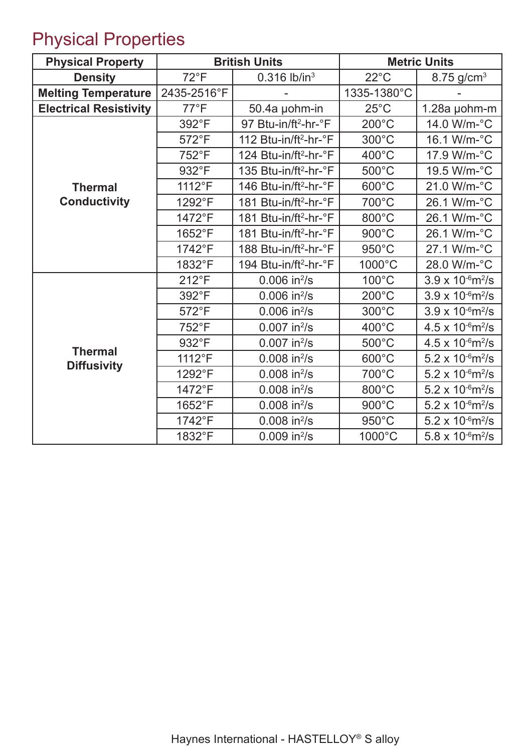# Physical Properties

| Physical Property | British Units | | Metric Units | |
|---|---|---|---|---|
| **Density** | 72°F | 0.316 lb/in$^3$ | 22°C | 8.75 g/cm$^3$ |
| **Melting Temperature** | 2435-2516°F | - | 1335-1380°C | - |
| **Electrical Resistivity** | 77°F | 50.4a µohm-in | 25°C | 1.28a µohm-m |
| **Thermal Conductivity** | 392°F | 97 Btu-in/ft$^2$-hr-°F | 200°C | 14.0 W/m-°C |
| | 572°F | 112 Btu-in/ft$^2$-hr-°F | 300°C | 16.1 W/m-°C |
| | 752°F | 124 Btu-in/ft$^2$-hr-°F | 400°C | 17.9 W/m-°C |
| | 932°F | 135 Btu-in/ft$^2$-hr-°F | 500°C | 19.5 W/m-°C |
| | 1112°F | 146 Btu-in/ft$^2$-hr-°F | 600°C | 21.0 W/m-°C |
| | 1292°F | 181 Btu-in/ft$^2$-hr-°F | 700°C | 26.1 W/m-°C |
| | 1472°F | 181 Btu-in/ft$^2$-hr-°F | 800°C | 26.1 W/m-°C |
| | 1652°F | 181 Btu-in/ft$^2$-hr-°F | 900°C | 26.1 W/m-°C |
| | 1742°F | 188 Btu-in/ft$^2$-hr-°F | 950°C | 27.1 W/m-°C |
| | 1832°F | 194 Btu-in/ft$^2$-hr-°F | 1000°C | 28.0 W/m-°C |
| **Thermal Diffusivity** | 212°F | 0.006 in$^2$/s | 100°C | $3.9 \times 10^{-6}$m$^2$/s |
| | 392°F | 0.006 in$^2$/s | 200°C | $3.9 \times 10^{-6}$m$^2$/s |
| | 572°F | 0.006 in$^2$/s | 300°C | $3.9 \times 10^{-6}$m$^2$/s |
| | 752°F | 0.007 in$^2$/s | 400°C | $4.5 \times 10^{-6}$m$^2$/s |
| | 932°F | 0.007 in$^2$/s | 500°C | $4.5 \times 10^{-6}$m$^2$/s |
| | 1112°F | 0.008 in$^2$/s | 600°C | $5.2 \times 10^{-6}$m$^2$/s |
| | 1292°F | 0.008 in$^2$/s | 700°C | $5.2 \times 10^{-6}$m$^2$/s |
| | 1472°F | 0.008 in$^2$/s | 800°C | $5.2 \times 10^{-6}$m$^2$/s |
| | 1652°F | 0.008 in$^2$/s | 900°C | $5.2 \times 10^{-6}$m$^2$/s |
| | 1742°F | 0.008 in$^2$/s | 950°C | $5.2 \times 10^{-6}$m$^2$/s |
| | 1832°F | 0.009 in$^2$/s | 1000°C | $5.8 \times 10^{-6}$m$^2$/s |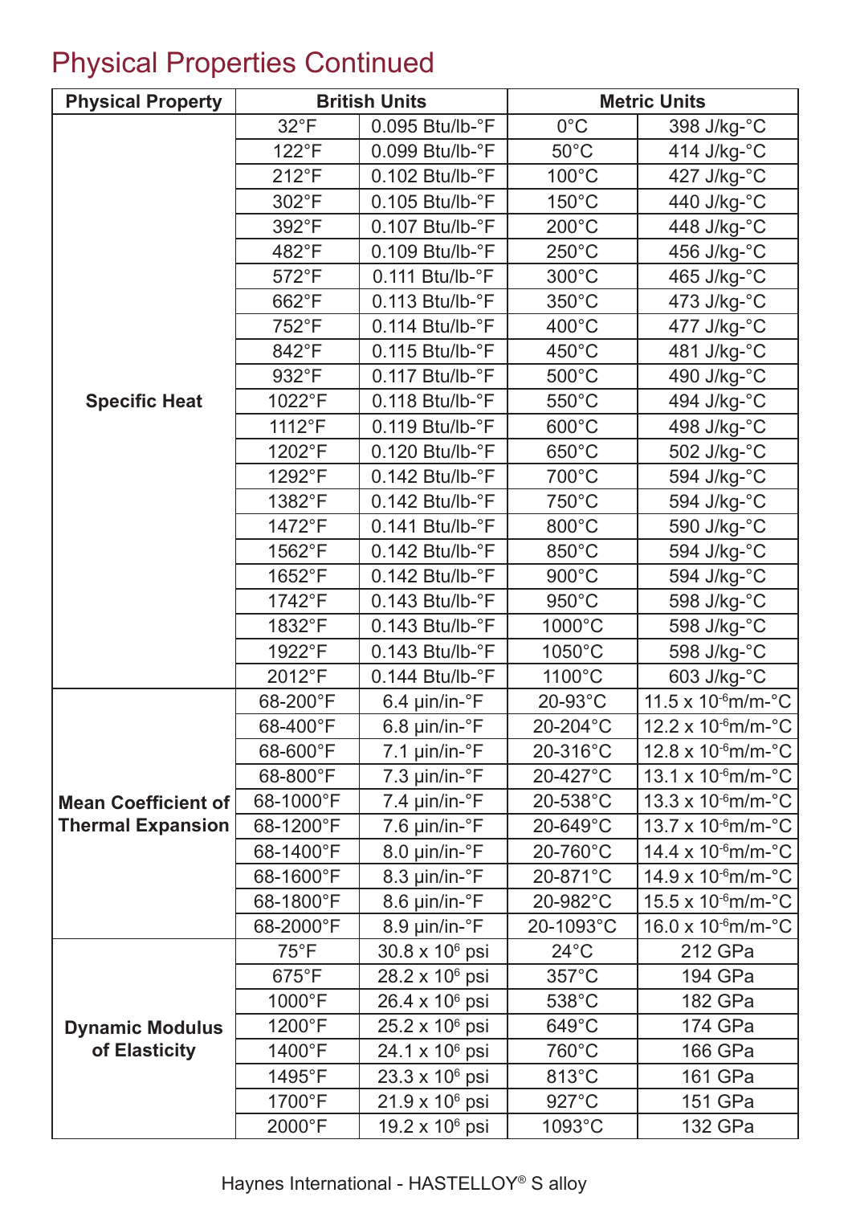## Physical Properties Continued

| Physical Property | British Units | | Metric Units | |
|---|---|---|---|---|
| Specific Heat | 32°F | 0.095 Btu/lb-°F | 0°C | 398 J/kg-°C |
| | 122°F | 0.099 Btu/lb-°F | 50°C | 414 J/kg-°C |
| | 212°F | 0.102 Btu/lb-°F | 100°C | 427 J/kg-°C |
| | 302°F | 0.105 Btu/lb-°F | 150°C | 440 J/kg-°C |
| | 392°F | 0.107 Btu/lb-°F | 200°C | 448 J/kg-°C |
| | 482°F | 0.109 Btu/lb-°F | 250°C | 456 J/kg-°C |
| | 572°F | 0.111 Btu/lb-°F | 300°C | 465 J/kg-°C |
| | 662°F | 0.113 Btu/lb-°F | 350°C | 473 J/kg-°C |
| | 752°F | 0.114 Btu/lb-°F | 400°C | 477 J/kg-°C |
| | 842°F | 0.115 Btu/lb-°F | 450°C | 481 J/kg-°C |
| | 932°F | 0.117 Btu/lb-°F | 500°C | 490 J/kg-°C |
| | 1022°F | 0.118 Btu/lb-°F | 550°C | 494 J/kg-°C |
| | 1112°F | 0.119 Btu/lb-°F | 600°C | 498 J/kg-°C |
| | 1202°F | 0.120 Btu/lb-°F | 650°C | 502 J/kg-°C |
| | 1292°F | 0.142 Btu/lb-°F | 700°C | 594 J/kg-°C |
| | 1382°F | 0.142 Btu/lb-°F | 750°C | 594 J/kg-°C |
| | 1472°F | 0.141 Btu/lb-°F | 800°C | 590 J/kg-°C |
| | 1562°F | 0.142 Btu/lb-°F | 850°C | 594 J/kg-°C |
| | 1652°F | 0.142 Btu/lb-°F | 900°C | 594 J/kg-°C |
| | 1742°F | 0.143 Btu/lb-°F | 950°C | 598 J/kg-°C |
| | 1832°F | 0.143 Btu/lb-°F | 1000°C | 598 J/kg-°C |
| | 1922°F | 0.143 Btu/lb-°F | 1050°C | 598 J/kg-°C |
| | 2012°F | 0.144 Btu/lb-°F | 1100°C | 603 J/kg-°C |
| Mean Coefficient of Thermal Expansion | 68-200°F | 6.4 µin/in-°F | 20-93°C | 11.5 x $10^{-6}$m/m-°C |
| | 68-400°F | 6.8 µin/in-°F | 20-204°C | 12.2 x $10^{-6}$m/m-°C |
| | 68-600°F | 7.1 µin/in-°F | 20-316°C | 12.8 x $10^{-6}$m/m-°C |
| | 68-800°F | 7.3 µin/in-°F | 20-427°C | 13.1 x $10^{-6}$m/m-°C |
| | 68-1000°F | 7.4 µin/in-°F | 20-538°C | 13.3 x $10^{-6}$m/m-°C |
| | 68-1200°F | 7.6 µin/in-°F | 20-649°C | 13.7 x $10^{-6}$m/m-°C |
| | 68-1400°F | 8.0 µin/in-°F | 20-760°C | 14.4 x $10^{-6}$m/m-°C |
| | 68-1600°F | 8.3 µin/in-°F | 20-871°C | 14.9 x $10^{-6}$m/m-°C |
| | 68-1800°F | 8.6 µin/in-°F | 20-982°C | 15.5 x $10^{-6}$m/m-°C |
| | 68-2000°F | 8.9 µin/in-°F | 20-1093°C | 16.0 x $10^{-6}$m/m-°C |
| Dynamic Modulus of Elasticity | 75°F | 30.8 x $10^6$ psi | 24°C | 212 GPa |
| | 675°F | 28.2 x $10^6$ psi | 357°C | 194 GPa |
| | 1000°F | 26.4 x $10^6$ psi | 538°C | 182 GPa |
| | 1200°F | 25.2 x $10^6$ psi | 649°C | 174 GPa |
| | 1400°F | 24.1 x $10^6$ psi | 760°C | 166 GPa |
| | 1495°F | 23.3 x $10^6$ psi | 813°C | 161 GPa |
| | 1700°F | 21.9 x $10^6$ psi | 927°C | 151 GPa |
| | 2000°F | 19.2 x $10^6$ psi | 1093°C | 132 GPa |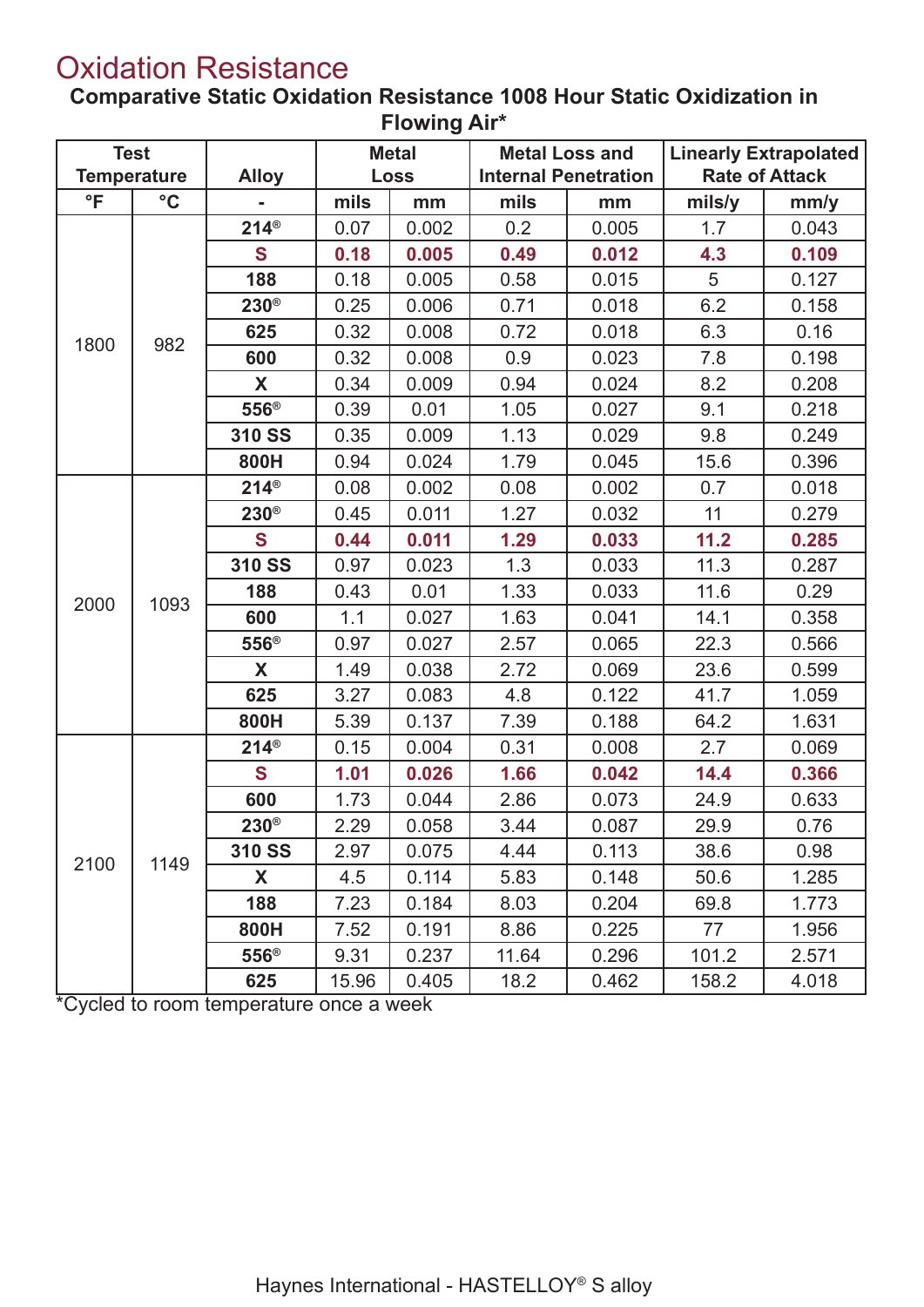# Oxidation Resistance

**Comparative Static Oxidation Resistance 1008 Hour Static Oxidization in Flowing Air***

| Test Temperature | | Alloy | Metal Loss | | Metal Loss and Internal Penetration | | Linearly Extrapolated Rate of Attack | |
|---|---|---|---|---|---|---|---|---|
| °F | °C | - | mils | mm | mils | mm | mils/y | mm/y |
| 1800 | 982 | 214® | 0.07 | 0.002 | 0.2 | 0.005 | 1.7 | 0.043 |
| | | **S** | **0.18** | **0.005** | **0.49** | **0.012** | **4.3** | **0.109** |
| | | 188 | 0.18 | 0.005 | 0.58 | 0.015 | 5 | 0.127 |
| | | 230® | 0.25 | 0.006 | 0.71 | 0.018 | 6.2 | 0.158 |
| | | 625 | 0.32 | 0.008 | 0.72 | 0.018 | 6.3 | 0.16 |
| | | 600 | 0.32 | 0.008 | 0.9 | 0.023 | 7.8 | 0.198 |
| | | X | 0.34 | 0.009 | 0.94 | 0.024 | 8.2 | 0.208 |
| | | 556® | 0.39 | 0.01 | 1.05 | 0.027 | 9.1 | 0.218 |
| | | 310 SS | 0.35 | 0.009 | 1.13 | 0.029 | 9.8 | 0.249 |
| | | 800H | 0.94 | 0.024 | 1.79 | 0.045 | 15.6 | 0.396 |
| 2000 | 1093 | 214® | 0.08 | 0.002 | 0.08 | 0.002 | 0.7 | 0.018 |
| | | 230® | 0.45 | 0.011 | 1.27 | 0.032 | 11 | 0.279 |
| | | **S** | **0.44** | **0.011** | **1.29** | **0.033** | **11.2** | **0.285** |
| | | 310 SS | 0.97 | 0.023 | 1.3 | 0.033 | 11.3 | 0.287 |
| | | 188 | 0.43 | 0.01 | 1.33 | 0.033 | 11.6 | 0.29 |
| | | 600 | 1.1 | 0.027 | 1.63 | 0.041 | 14.1 | 0.358 |
| | | 556® | 0.97 | 0.027 | 2.57 | 0.065 | 22.3 | 0.566 |
| | | X | 1.49 | 0.038 | 2.72 | 0.069 | 23.6 | 0.599 |
| | | 625 | 3.27 | 0.083 | 4.8 | 0.122 | 41.7 | 1.059 |
| | | 800H | 5.39 | 0.137 | 7.39 | 0.188 | 64.2 | 1.631 |
| 2100 | 1149 | 214® | 0.15 | 0.004 | 0.31 | 0.008 | 2.7 | 0.069 |
| | | **S** | **1.01** | **0.026** | **1.66** | **0.042** | **14.4** | **0.366** |
| | | 600 | 1.73 | 0.044 | 2.86 | 0.073 | 24.9 | 0.633 |
| | | 230® | 2.29 | 0.058 | 3.44 | 0.087 | 29.9 | 0.76 |
| | | 310 SS | 2.97 | 0.075 | 4.44 | 0.113 | 38.6 | 0.98 |
| | | X | 4.5 | 0.114 | 5.83 | 0.148 | 50.6 | 1.285 |
| | | 188 | 7.23 | 0.184 | 8.03 | 0.204 | 69.8 | 1.773 |
| | | 800H | 7.52 | 0.191 | 8.86 | 0.225 | 77 | 1.956 |
| | | 556® | 9.31 | 0.237 | 11.64 | 0.296 | 101.2 | 2.571 |
| | | 625 | 15.96 | 0.405 | 18.2 | 0.462 | 158.2 | 4.018 |

*Cycled to room temperature once a week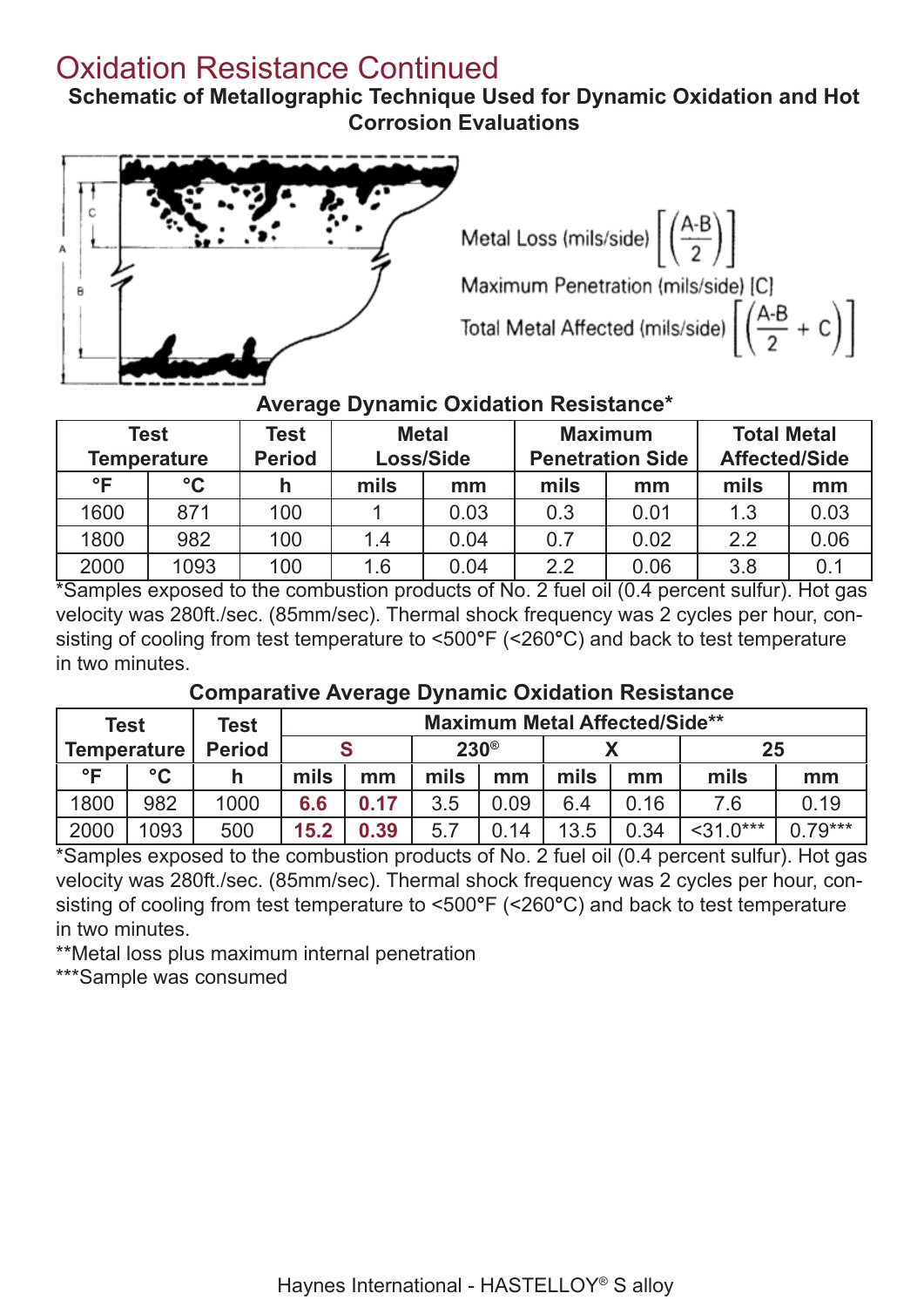# Oxidation Resistance Continued

**Schematic of Metallographic Technique Used for Dynamic Oxidation and Hot Corrosion Evaluations**

Metal Loss (mils/side) $\left[\left(\frac{A-B}{2}\right)\right]$

Maximum Penetration (mils/side) [C]

Total Metal Affected (mils/side) $\left[\left(\frac{A-B}{2} + C\right)\right]$

**Average Dynamic Oxidation Resistance***

| Test Temperature | | Test Period | Metal Loss/Side | | Maximum Penetration Side | | Total Metal Affected/Side | |
|---|---|---|---|---|---|---|---|---|
| °F | °C | h | mils | mm | mils | mm | mils | mm |
| 1600 | 871 | 100 | 1 | 0.03 | 0.3 | 0.01 | 1.3 | 0.03 |
| 1800 | 982 | 100 | 1.4 | 0.04 | 0.7 | 0.02 | 2.2 | 0.06 |
| 2000 | 1093 | 100 | 1.6 | 0.04 | 2.2 | 0.06 | 3.8 | 0.1 |

*Samples exposed to the combustion products of No. 2 fuel oil (0.4 percent sulfur). Hot gas velocity was 280ft./sec. (85mm/sec). Thermal shock frequency was 2 cycles per hour, consisting of cooling from test temperature to <500°F (<260°C) and back to test temperature in two minutes.

**Comparative Average Dynamic Oxidation Resistance**

| Test Temperature | | Test Period | Maximum Metal Affected/Side** | | | | | | | |
|---|---|---|---|---|---|---|---|---|---|---|
| | | | S | | 230® | | X | | 25 | |
| °F | °C | h | mils | mm | mils | mm | mils | mm | mils | mm |
| 1800 | 982 | 1000 | **6.6** | **0.17** | 3.5 | 0.09 | 6.4 | 0.16 | 7.6 | 0.19 |
| 2000 | 1093 | 500 | **15.2** | **0.39** | 5.7 | 0.14 | 13.5 | 0.34 | <31.0*** | 0.79*** |

*Samples exposed to the combustion products of No. 2 fuel oil (0.4 percent sulfur). Hot gas velocity was 280ft./sec. (85mm/sec). Thermal shock frequency was 2 cycles per hour, consisting of cooling from test temperature to <500°F (<260°C) and back to test temperature in two minutes.

**Metal loss plus maximum internal penetration

***Sample was consumed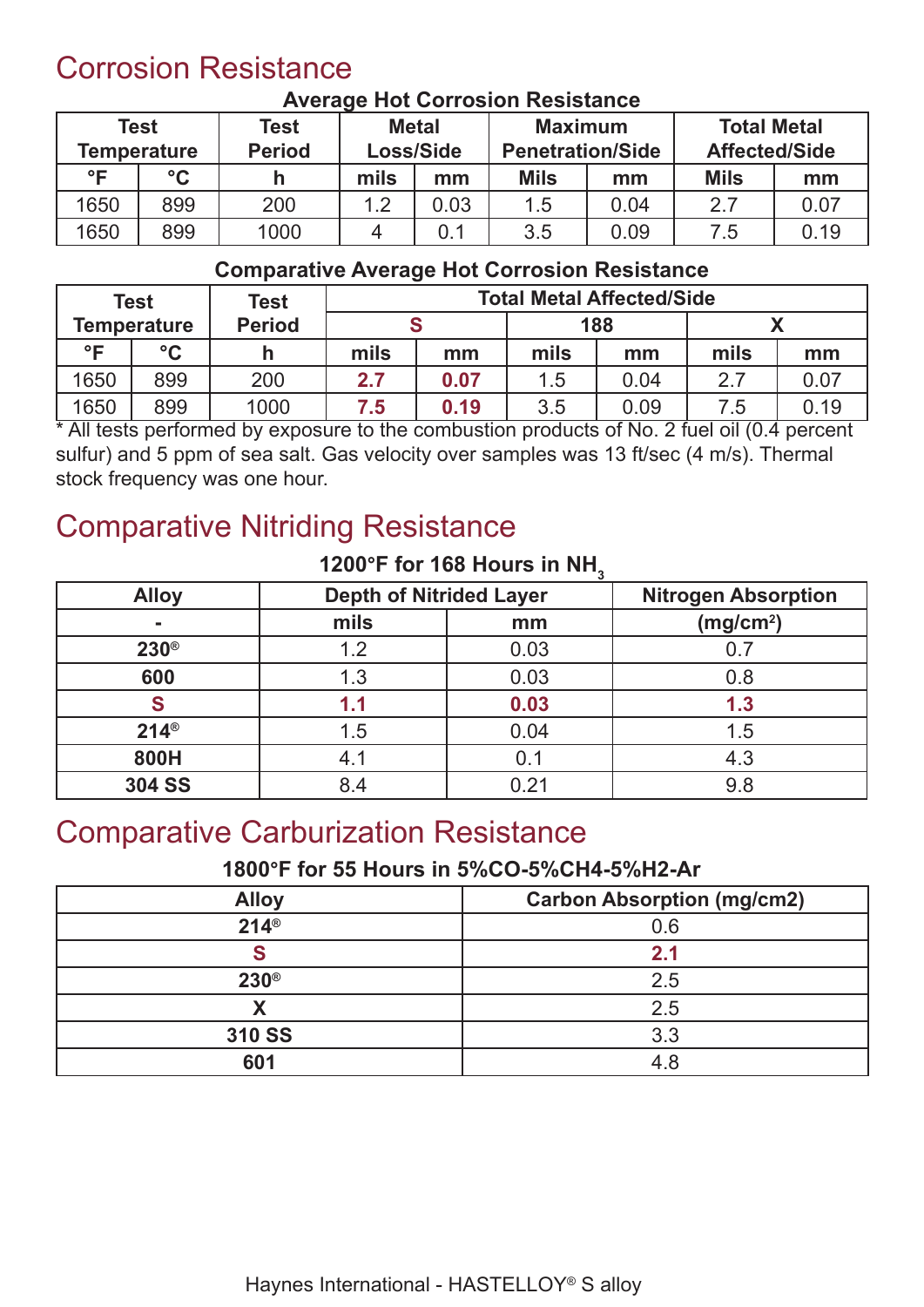# Corrosion Resistance

**Average Hot Corrosion Resistance**

| Test Temperature | | Test Period | Metal Loss/Side | | Maximum Penetration/Side | | Total Metal Affected/Side | |
|---|---|---|---|---|---|---|---|---|
| °F | °C | h | mils | mm | Mils | mm | Mils | mm |
| 1650 | 899 | 200 | 1.2 | 0.03 | 1.5 | 0.04 | 2.7 | 0.07 |
| 1650 | 899 | 1000 | 4 | 0.1 | 3.5 | 0.09 | 7.5 | 0.19 |

**Comparative Average Hot Corrosion Resistance**

| Test Temperature | | Test Period | Total Metal Affected/Side | | | | | |
|---|---|---|---|---|---|---|---|---|
| | | | S | | 188 | | X | |
| °F | °C | h | mils | mm | mils | mm | mils | mm |
| 1650 | 899 | 200 | **2.7** | **0.07** | 1.5 | 0.04 | 2.7 | 0.07 |
| 1650 | 899 | 1000 | **7.5** | **0.19** | 3.5 | 0.09 | 7.5 | 0.19 |

* All tests performed by exposure to the combustion products of No. 2 fuel oil (0.4 percent sulfur) and 5 ppm of sea salt. Gas velocity over samples was 13 ft/sec (4 m/s). Thermal stock frequency was one hour.

# Comparative Nitriding Resistance

**1200°F for 168 Hours in $NH_3$**

| Alloy | Depth of Nitrided Layer | | Nitrogen Absorption |
|---|---|---|---|
| - | mils | mm | ($mg/cm^2$) |
| 230® | 1.2 | 0.03 | 0.7 |
| 600 | 1.3 | 0.03 | 0.8 |
| **S** | **1.1** | **0.03** | **1.3** |
| 214® | 1.5 | 0.04 | 1.5 |
| 800H | 4.1 | 0.1 | 4.3 |
| 304 SS | 8.4 | 0.21 | 9.8 |

# Comparative Carburization Resistance

**1800°F for 55 Hours in 5%CO-5%CH4-5%H2-Ar**

| Alloy | Carbon Absorption (mg/cm2) |
|---|---|
| 214® | 0.6 |
| **S** | **2.1** |
| 230® | 2.5 |
| X | 2.5 |
| 310 SS | 3.3 |
| 601 | 4.8 |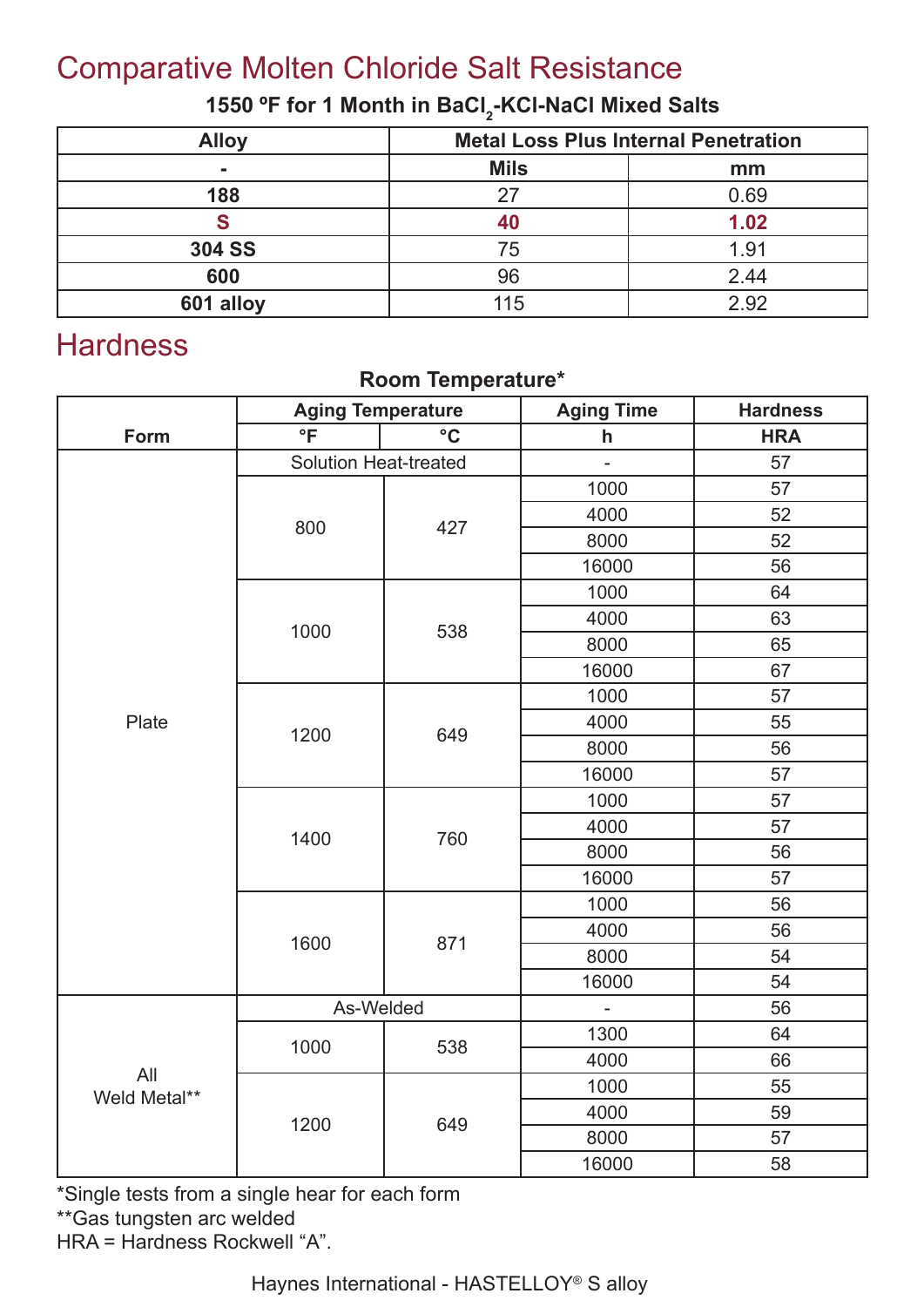## Comparative Molten Chloride Salt Resistance

**1550 ºF for 1 Month in $BaCl_2$-KCl-NaCl Mixed Salts**

| Alloy | Metal Loss Plus Internal Penetration | |
|---|---|---|
| - | Mils | mm |
| **188** | 27 | 0.69 |
| **S** | **40** | **1.02** |
| **304 SS** | 75 | 1.91 |
| **600** | 96 | 2.44 |
| **601 alloy** | 115 | 2.92 |

## Hardness

**Room Temperature***

| Form | Aging Temperature | | Aging Time | Hardness |
|---|---|---|---|---|
| | °F | °C | h | HRA |
| Plate | Solution Heat-treated | | - | 57 |
| | 800 | 427 | 1000 | 57 |
| | | | 4000 | 52 |
| | | | 8000 | 52 |
| | | | 16000 | 56 |
| | 1000 | 538 | 1000 | 64 |
| | | | 4000 | 63 |
| | | | 8000 | 65 |
| | | | 16000 | 67 |
| | 1200 | 649 | 1000 | 57 |
| | | | 4000 | 55 |
| | | | 8000 | 56 |
| | | | 16000 | 57 |
| | 1400 | 760 | 1000 | 57 |
| | | | 4000 | 57 |
| | | | 8000 | 56 |
| | | | 16000 | 57 |
| | 1600 | 871 | 1000 | 56 |
| | | | 4000 | 56 |
| | | | 8000 | 54 |
| | | | 16000 | 54 |
| All Weld Metal** | As-Welded | | - | 56 |
| | 1000 | 538 | 1300 | 64 |
| | | | 4000 | 66 |
| | 1200 | 649 | 1000 | 55 |
| | | | 4000 | 59 |
| | | | 8000 | 57 |
| | | | 16000 | 58 |

*Single tests from a single hear for each form

**Gas tungsten arc welded

HRA = Hardness Rockwell "A".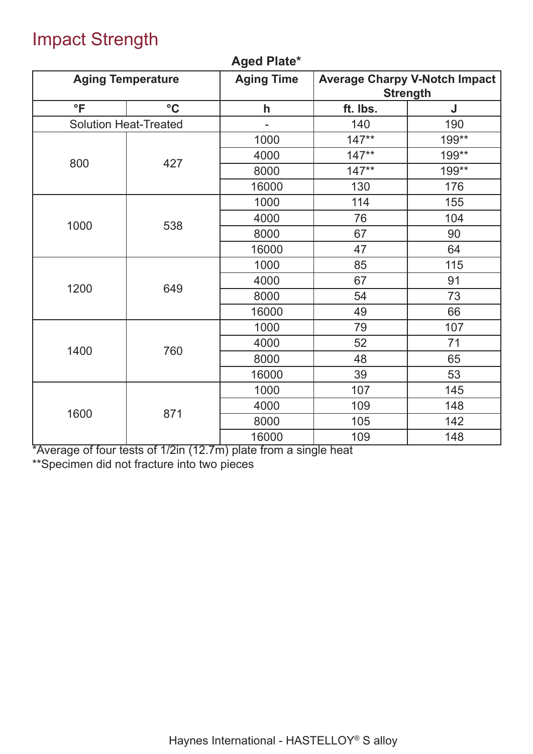# Impact Strength

**Aged Plate***

| Aging Temperature | | Aging Time | Average Charpy V-Notch Impact Strength | |
|---|---|---|---|---|
| °F | °C | h | ft. lbs. | J |
| Solution Heat-Treated | | - | 140 | 190 |
| 800 | 427 | 1000 | 147** | 199** |
| | | 4000 | 147** | 199** |
| | | 8000 | 147** | 199** |
| | | 16000 | 130 | 176 |
| 1000 | 538 | 1000 | 114 | 155 |
| | | 4000 | 76 | 104 |
| | | 8000 | 67 | 90 |
| | | 16000 | 47 | 64 |
| 1200 | 649 | 1000 | 85 | 115 |
| | | 4000 | 67 | 91 |
| | | 8000 | 54 | 73 |
| | | 16000 | 49 | 66 |
| 1400 | 760 | 1000 | 79 | 107 |
| | | 4000 | 52 | 71 |
| | | 8000 | 48 | 65 |
| | | 16000 | 39 | 53 |
| 1600 | 871 | 1000 | 107 | 145 |
| | | 4000 | 109 | 148 |
| | | 8000 | 105 | 142 |
| | | 16000 | 109 | 148 |

*Average of four tests of 1/2in (12.7m) plate from a single heat

**Specimen did not fracture into two pieces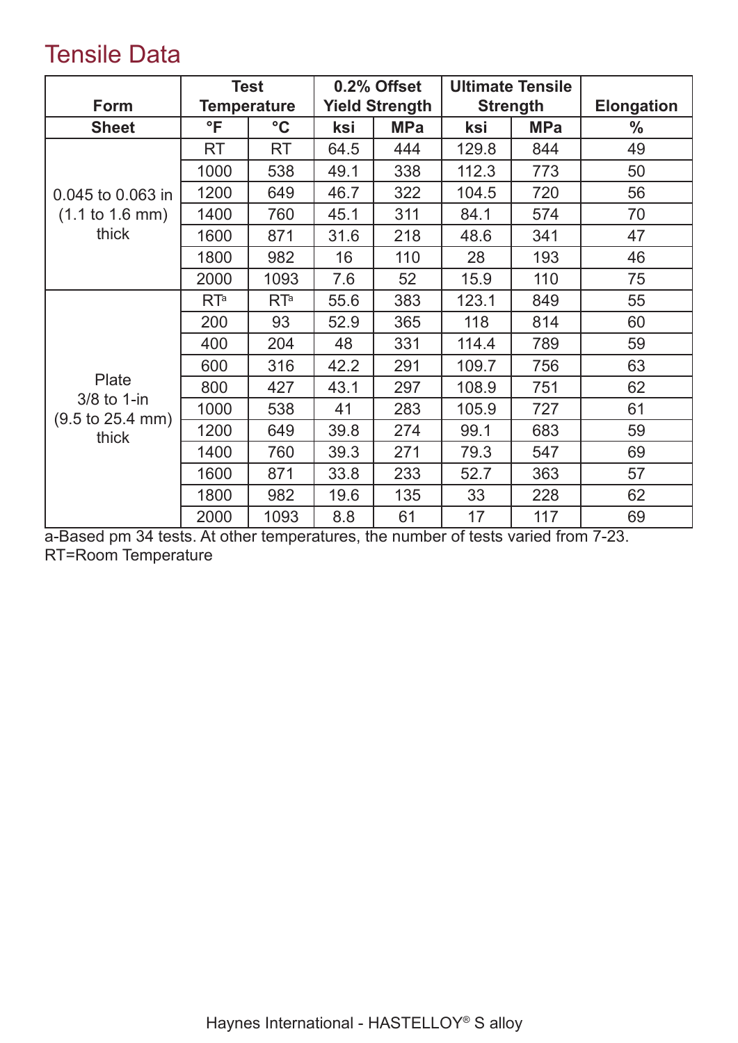# Tensile Data

| Form | Test Temperature | | 0.2% Offset Yield Strength | | Ultimate Tensile Strength | | Elongation |
|---|---|---|---|---|---|---|---|
| Sheet | °F | °C | ksi | MPa | ksi | MPa | % |
| 0.045 to 0.063 in (1.1 to 1.6 mm) thick | RT | RT | 64.5 | 444 | 129.8 | 844 | 49 |
| | 1000 | 538 | 49.1 | 338 | 112.3 | 773 | 50 |
| | 1200 | 649 | 46.7 | 322 | 104.5 | 720 | 56 |
| | 1400 | 760 | 45.1 | 311 | 84.1 | 574 | 70 |
| | 1600 | 871 | 31.6 | 218 | 48.6 | 341 | 47 |
| | 1800 | 982 | 16 | 110 | 28 | 193 | 46 |
| | 2000 | 1093 | 7.6 | 52 | 15.9 | 110 | 75 |
| Plate 3/8 to 1-in (9.5 to 25.4 mm) thick | RT[a] | RT[a] | 55.6 | 383 | 123.1 | 849 | 55 |
| | 200 | 93 | 52.9 | 365 | 118 | 814 | 60 |
| | 400 | 204 | 48 | 331 | 114.4 | 789 | 59 |
| | 600 | 316 | 42.2 | 291 | 109.7 | 756 | 63 |
| | 800 | 427 | 43.1 | 297 | 108.9 | 751 | 62 |
| | 1000 | 538 | 41 | 283 | 105.9 | 727 | 61 |
| | 1200 | 649 | 39.8 | 274 | 99.1 | 683 | 59 |
| | 1400 | 760 | 39.3 | 271 | 79.3 | 547 | 69 |
| | 1600 | 871 | 33.8 | 233 | 52.7 | 363 | 57 |
| | 1800 | 982 | 19.6 | 135 | 33 | 228 | 62 |
| | 2000 | 1093 | 8.8 | 61 | 17 | 117 | 69 |

a-Based pm 34 tests. At other temperatures, the number of tests varied from 7-23.
RT=Room Temperature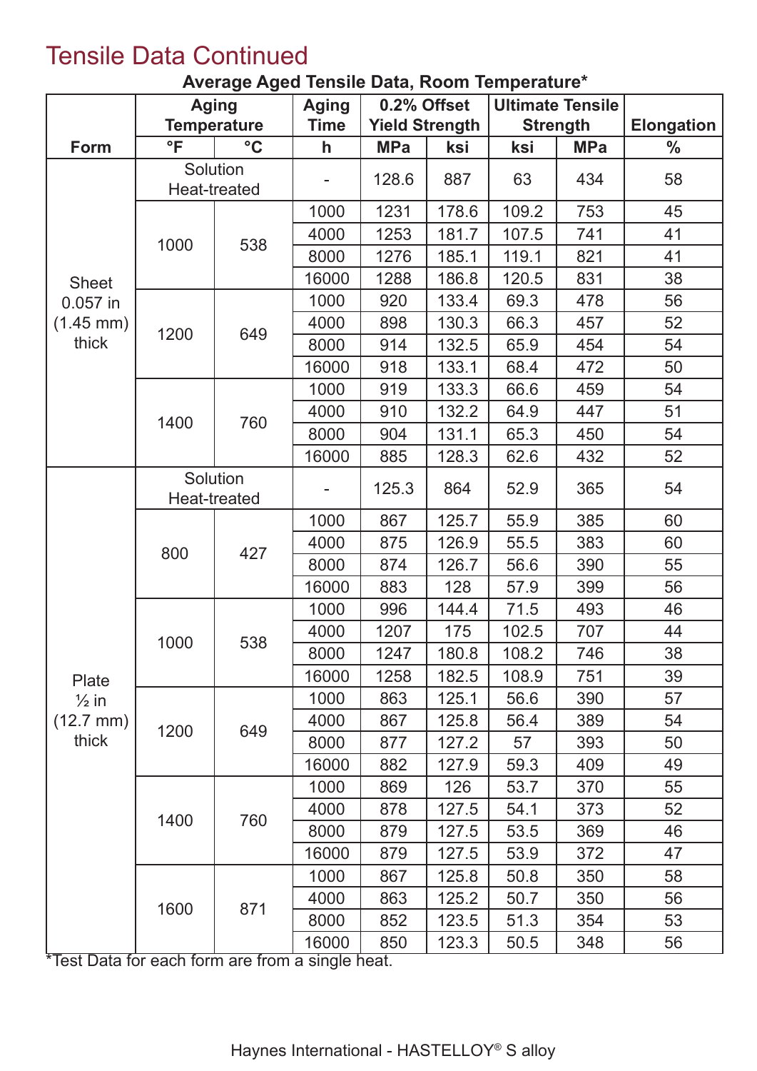# Tensile Data Continued

**Average Aged Tensile Data, Room Temperature***

| Form | Aging Temperature | | Aging Time | 0.2% Offset Yield Strength | | Ultimate Tensile Strength | | Elongation |
|---|---|---|---|---|---|---|---|---|
| | °F | °C | h | MPa | ksi | ksi | MPa | % |
| Sheet 0.057 in (1.45 mm) thick | Solution Heat-treated | | - | 128.6 | 887 | 63 | 434 | 58 |
| | 1000 | 538 | 1000 | 1231 | 178.6 | 109.2 | 753 | 45 |
| | | | 4000 | 1253 | 181.7 | 107.5 | 741 | 41 |
| | | | 8000 | 1276 | 185.1 | 119.1 | 821 | 41 |
| | | | 16000 | 1288 | 186.8 | 120.5 | 831 | 38 |
| | 1200 | 649 | 1000 | 920 | 133.4 | 69.3 | 478 | 56 |
| | | | 4000 | 898 | 130.3 | 66.3 | 457 | 52 |
| | | | 8000 | 914 | 132.5 | 65.9 | 454 | 54 |
| | | | 16000 | 918 | 133.1 | 68.4 | 472 | 50 |
| | 1400 | 760 | 1000 | 919 | 133.3 | 66.6 | 459 | 54 |
| | | | 4000 | 910 | 132.2 | 64.9 | 447 | 51 |
| | | | 8000 | 904 | 131.1 | 65.3 | 450 | 54 |
| | | | 16000 | 885 | 128.3 | 62.6 | 432 | 52 |
| Plate ½ in (12.7 mm) thick | Solution Heat-treated | | - | 125.3 | 864 | 52.9 | 365 | 54 |
| | 800 | 427 | 1000 | 867 | 125.7 | 55.9 | 385 | 60 |
| | | | 4000 | 875 | 126.9 | 55.5 | 383 | 60 |
| | | | 8000 | 874 | 126.7 | 56.6 | 390 | 55 |
| | | | 16000 | 883 | 128 | 57.9 | 399 | 56 |
| | 1000 | 538 | 1000 | 996 | 144.4 | 71.5 | 493 | 46 |
| | | | 4000 | 1207 | 175 | 102.5 | 707 | 44 |
| | | | 8000 | 1247 | 180.8 | 108.2 | 746 | 38 |
| | | | 16000 | 1258 | 182.5 | 108.9 | 751 | 39 |
| | 1200 | 649 | 1000 | 863 | 125.1 | 56.6 | 390 | 57 |
| | | | 4000 | 867 | 125.8 | 56.4 | 389 | 54 |
| | | | 8000 | 877 | 127.2 | 57 | 393 | 50 |
| | | | 16000 | 882 | 127.9 | 59.3 | 409 | 49 |
| | 1400 | 760 | 1000 | 869 | 126 | 53.7 | 370 | 55 |
| | | | 4000 | 878 | 127.5 | 54.1 | 373 | 52 |
| | | | 8000 | 879 | 127.5 | 53.5 | 369 | 46 |
| | | | 16000 | 879 | 127.5 | 53.9 | 372 | 47 |
| | 1600 | 871 | 1000 | 867 | 125.8 | 50.8 | 350 | 58 |
| | | | 4000 | 863 | 125.2 | 50.7 | 350 | 56 |
| | | | 8000 | 852 | 123.5 | 51.3 | 354 | 53 |
| | | | 16000 | 850 | 123.3 | 50.5 | 348 | 56 |

*Test Data for each form are from a single heat.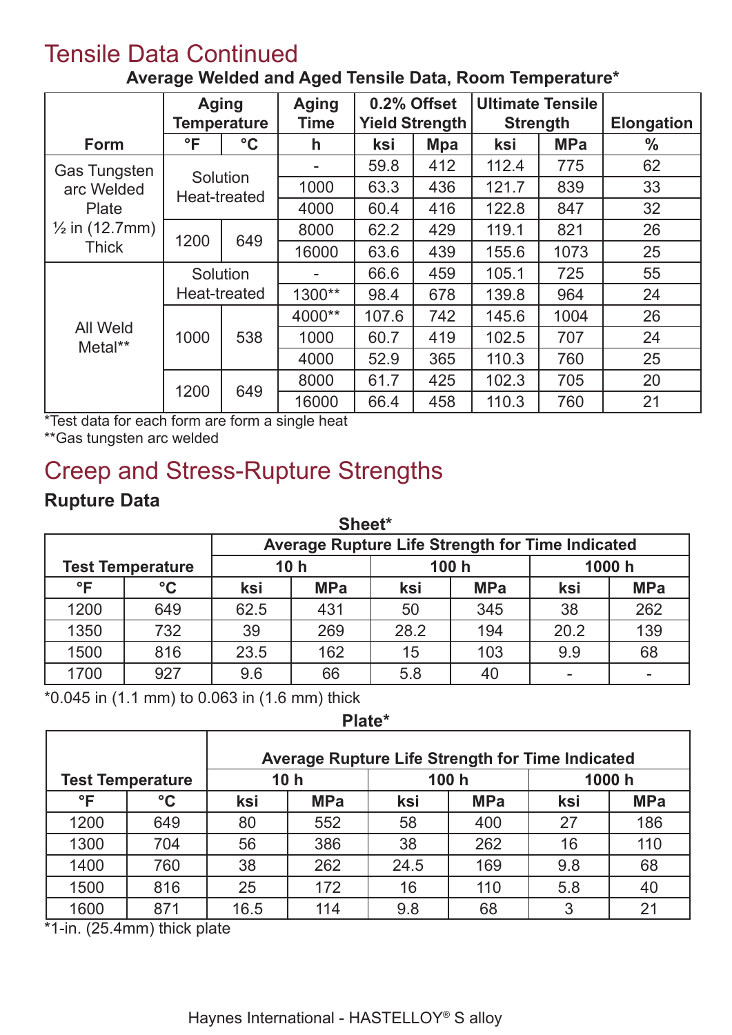## Tensile Data Continued

**Average Welded and Aged Tensile Data, Room Temperature***

| Form | Aging Temperature | | Aging Time | 0.2% Offset Yield Strength | | Ultimate Tensile Strength | | Elongation |
|---|---|---|---|---|---|---|---|---|
| | °F | °C | h | ksi | Mpa | ksi | MPa | % |
| Gas Tungsten arc Welded Plate ½ in (12.7mm) Thick | Solution Heat-treated | | - | 59.8 | 412 | 112.4 | 775 | 62 |
| | | | 1000 | 63.3 | 436 | 121.7 | 839 | 33 |
| | | | 4000 | 60.4 | 416 | 122.8 | 847 | 32 |
| | 1200 | 649 | 8000 | 62.2 | 429 | 119.1 | 821 | 26 |
| | | | 16000 | 63.6 | 439 | 155.6 | 1073 | 25 |
| All Weld Metal** | Solution Heat-treated | | - | 66.6 | 459 | 105.1 | 725 | 55 |
| | | | 1300** | 98.4 | 678 | 139.8 | 964 | 24 |
| | 1000 | 538 | 4000** | 107.6 | 742 | 145.6 | 1004 | 26 |
| | | | 1000 | 60.7 | 419 | 102.5 | 707 | 24 |
| | | | 4000 | 52.9 | 365 | 110.3 | 760 | 25 |
| | 1200 | 649 | 8000 | 61.7 | 425 | 102.3 | 705 | 20 |
| | | | 16000 | 66.4 | 458 | 110.3 | 760 | 21 |

*Test data for each form are form a single heat

**Gas tungsten arc welded

## Creep and Stress-Rupture Strengths

### Rupture Data

**Sheet***

| Test Temperature | | Average Rupture Life Strength for Time Indicated | | | | | |
|---|---|---|---|---|---|---|---|
| | | 10 h | | 100 h | | 1000 h | |
| °F | °C | ksi | MPa | ksi | MPa | ksi | MPa |
| 1200 | 649 | 62.5 | 431 | 50 | 345 | 38 | 262 |
| 1350 | 732 | 39 | 269 | 28.2 | 194 | 20.2 | 139 |
| 1500 | 816 | 23.5 | 162 | 15 | 103 | 9.9 | 68 |
| 1700 | 927 | 9.6 | 66 | 5.8 | 40 | - | - |

*0.045 in (1.1 mm) to 0.063 in (1.6 mm) thick

**Plate***

| Test Temperature | | Average Rupture Life Strength for Time Indicated | | | | | |
|---|---|---|---|---|---|---|---|
| | | 10 h | | 100 h | | 1000 h | |
| °F | °C | ksi | MPa | ksi | MPa | ksi | MPa |
| 1200 | 649 | 80 | 552 | 58 | 400 | 27 | 186 |
| 1300 | 704 | 56 | 386 | 38 | 262 | 16 | 110 |
| 1400 | 760 | 38 | 262 | 24.5 | 169 | 9.8 | 68 |
| 1500 | 816 | 25 | 172 | 16 | 110 | 5.8 | 40 |
| 1600 | 871 | 16.5 | 114 | 9.8 | 68 | 3 | 21 |

*1-in. (25.4mm) thick plate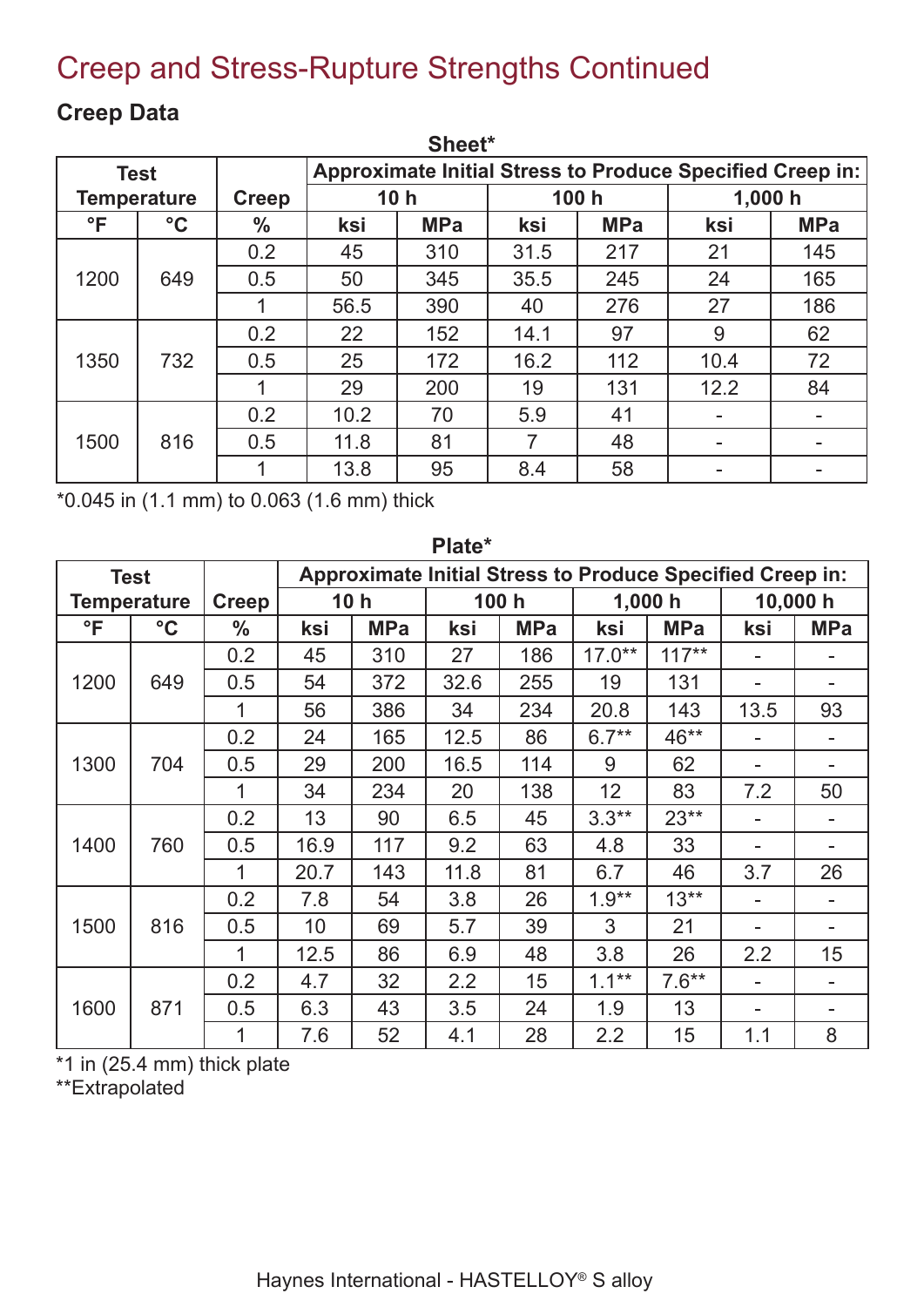# Creep and Stress-Rupture Strengths Continued

## Creep Data

**Sheet***

| Test Temperature | | Creep | Approximate Initial Stress to Produce Specified Creep in: | | | | | |
|---|---|---|---|---|---|---|---|---|
| | | | 10 h | | 100 h | | 1,000 h | |
| °F | °C | % | ksi | MPa | ksi | MPa | ksi | MPa |
| 1200 | 649 | 0.2 | 45 | 310 | 31.5 | 217 | 21 | 145 |
| | | 0.5 | 50 | 345 | 35.5 | 245 | 24 | 165 |
| | | 1 | 56.5 | 390 | 40 | 276 | 27 | 186 |
| 1350 | 732 | 0.2 | 22 | 152 | 14.1 | 97 | 9 | 62 |
| | | 0.5 | 25 | 172 | 16.2 | 112 | 10.4 | 72 |
| | | 1 | 29 | 200 | 19 | 131 | 12.2 | 84 |
| 1500 | 816 | 0.2 | 10.2 | 70 | 5.9 | 41 | - | - |
| | | 0.5 | 11.8 | 81 | 7 | 48 | - | - |
| | | 1 | 13.8 | 95 | 8.4 | 58 | - | - |

*0.045 in (1.1 mm) to 0.063 (1.6 mm) thick

**Plate***

| Test Temperature | | Creep | Approximate Initial Stress to Produce Specified Creep in: | | | | | | | |
|---|---|---|---|---|---|---|---|---|---|---|
| | | | 10 h | | 100 h | | 1,000 h | | 10,000 h | |
| °F | °C | % | ksi | MPa | ksi | MPa | ksi | MPa | ksi | MPa |
| 1200 | 649 | 0.2 | 45 | 310 | 27 | 186 | 17.0** | 117** | - | - |
| | | 0.5 | 54 | 372 | 32.6 | 255 | 19 | 131 | - | - |
| | | 1 | 56 | 386 | 34 | 234 | 20.8 | 143 | 13.5 | 93 |
| 1300 | 704 | 0.2 | 24 | 165 | 12.5 | 86 | 6.7** | 46** | - | - |
| | | 0.5 | 29 | 200 | 16.5 | 114 | 9 | 62 | - | - |
| | | 1 | 34 | 234 | 20 | 138 | 12 | 83 | 7.2 | 50 |
| 1400 | 760 | 0.2 | 13 | 90 | 6.5 | 45 | 3.3** | 23** | - | - |
| | | 0.5 | 16.9 | 117 | 9.2 | 63 | 4.8 | 33 | - | - |
| | | 1 | 20.7 | 143 | 11.8 | 81 | 6.7 | 46 | 3.7 | 26 |
| 1500 | 816 | 0.2 | 7.8 | 54 | 3.8 | 26 | 1.9** | 13** | - | - |
| | | 0.5 | 10 | 69 | 5.7 | 39 | 3 | 21 | - | - |
| | | 1 | 12.5 | 86 | 6.9 | 48 | 3.8 | 26 | 2.2 | 15 |
| 1600 | 871 | 0.2 | 4.7 | 32 | 2.2 | 15 | 1.1** | 7.6** | - | - |
| | | 0.5 | 6.3 | 43 | 3.5 | 24 | 1.9 | 13 | - | - |
| | | 1 | 7.6 | 52 | 4.1 | 28 | 2.2 | 15 | 1.1 | 8 |

*1 in (25.4 mm) thick plate
**Extrapolated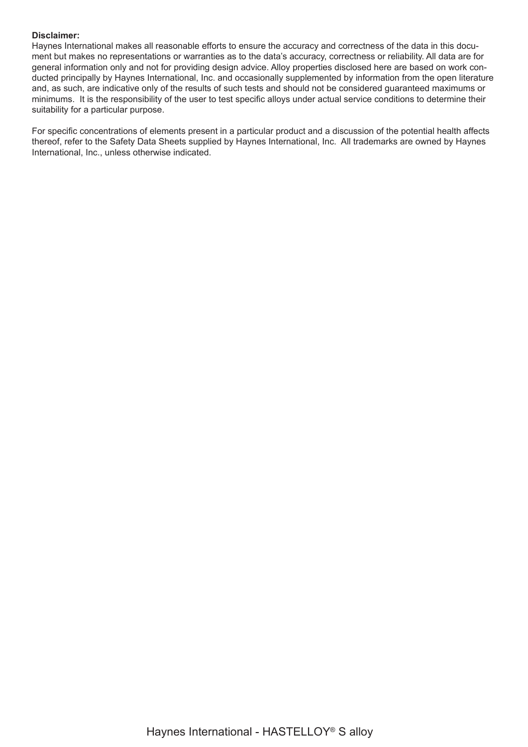**Disclaimer:**

Haynes International makes all reasonable efforts to ensure the accuracy and correctness of the data in this document but makes no representations or warranties as to the data's accuracy, correctness or reliability. All data are for general information only and not for providing design advice. Alloy properties disclosed here are based on work conducted principally by Haynes International, Inc. and occasionally supplemented by information from the open literature and, as such, are indicative only of the results of such tests and should not be considered guaranteed maximums or minimums. It is the responsibility of the user to test specific alloys under actual service conditions to determine their suitability for a particular purpose.

For specific concentrations of elements present in a particular product and a discussion of the potential health affects thereof, refer to the Safety Data Sheets supplied by Haynes International, Inc. All trademarks are owned by Haynes International, Inc., unless otherwise indicated.